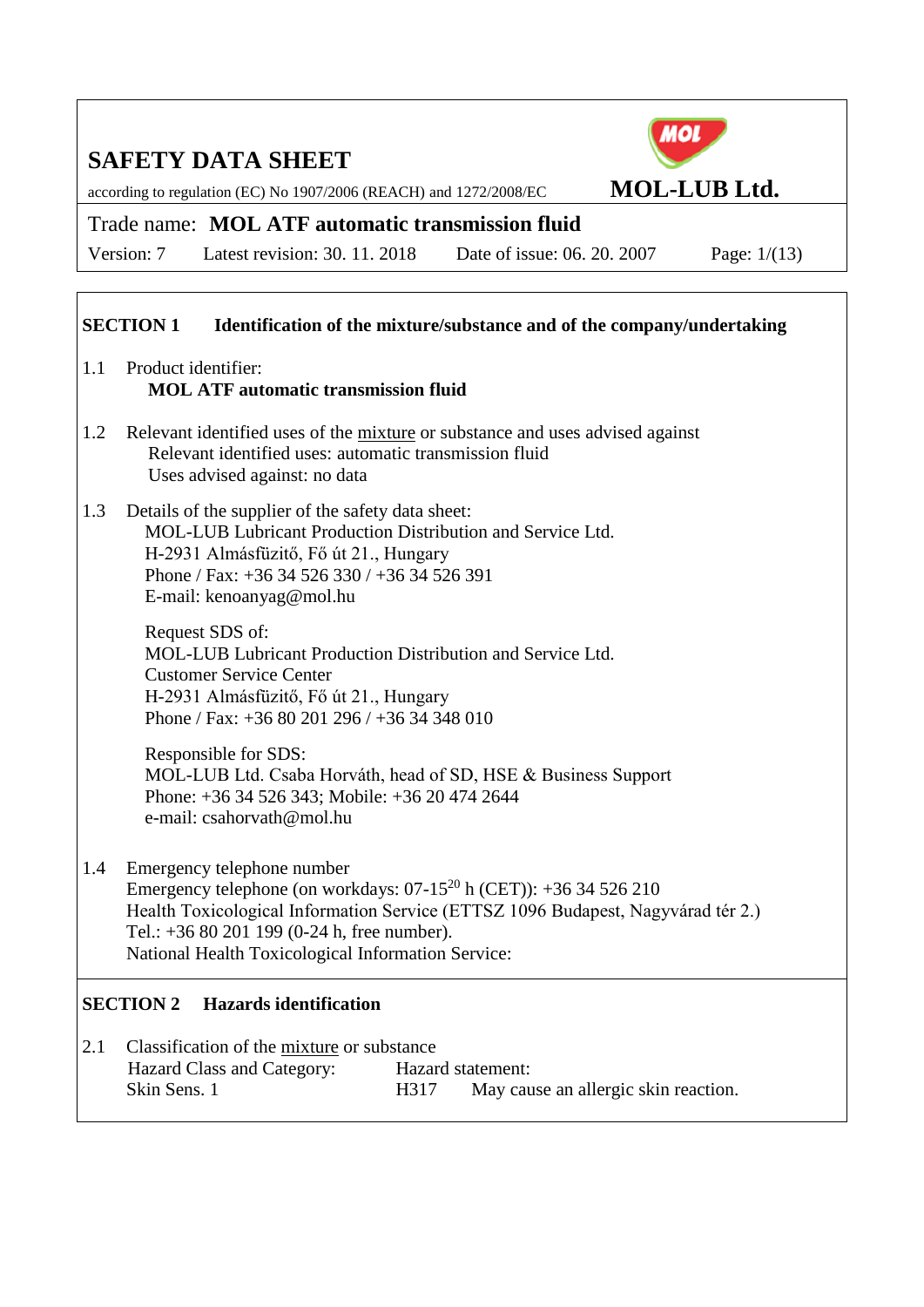# SAFETY DATA SHEET

according to regulation (EC) No 1907/2006 (REACH) and 1272/2008/EC

**MOL-LUB Ltd.**

Trade name: **MOL ATF automatic transmission fluid**

Version: 7 Latest revision: 30. 11. 2018 Date of issue: 06. 20. 2007

## SECTION 1 Identification of the mixture/substance and of the company/undertaking

1.1 Product identifier:

**MOL ATF automatic transmission fluid**

1.2 Relevant identified uses of the mixture or substance and uses advised against

Relevant identified uses: automatic transmission fluid

Uses advised against: no data

1.3 Details of the supplier of the safety data sheet:

MOL-LUB Lubricant Production Distribution and Service Ltd.
H-2931 Almásfüzitő, Fő út 21., Hungary
Phone / Fax: +36 34 526 330 / +36 34 526 391
E-mail: kenoanyag@mol.hu

Request SDS of:
MOL-LUB Lubricant Production Distribution and Service Ltd.
Customer Service Center
H-2931 Almásfüzitő, Fő út 21., Hungary
Phone / Fax: +36 80 201 296 / +36 34 348 010

Responsible for SDS:
MOL-LUB Ltd. Csaba Horváth, head of SD, HSE & Business Support
Phone: +36 34 526 343; Mobile: +36 20 474 2644
e-mail: csahorvath@mol.hu

1.4 Emergency telephone number

Emergency telephone (on workdays: 07-15[20] h (CET)): +36 34 526 210
Health Toxicological Information Service (ETTSZ 1096 Budapest, Nagyvárad tér 2.)
Tel.: +36 80 201 199 (0-24 h, free number).
National Health Toxicological Information Service:

## SECTION 2 Hazards identification

2.1 Classification of the mixture or substance

| Hazard Class and Category: | Hazard statement: | |
|---|---|---|
| Skin Sens. 1 | H317 | May cause an allergic skin reaction. |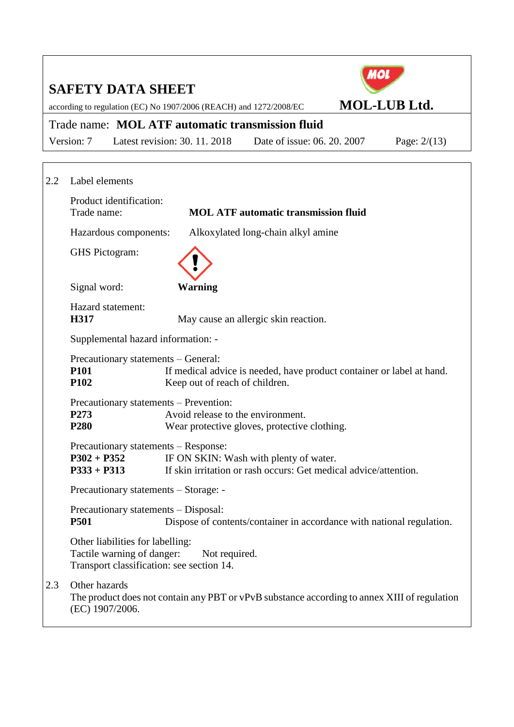## 2.2 Label elements

Product identification:
Trade name: **MOL ATF automatic transmission fluid**

Hazardous components: Alkoxylated long-chain alkyl amine

GHS Pictogram:

Signal word: **Warning**

Hazard statement:
**H317** May cause an allergic skin reaction.

Supplemental hazard information: -

Precautionary statements – General:

**P101** If medical advice is needed, have product container or label at hand.
**P102** Keep out of reach of children.

Precautionary statements – Prevention:

**P273** Avoid release to the environment.
**P280** Wear protective gloves, protective clothing.

Precautionary statements – Response:

**P302 + P352** IF ON SKIN: Wash with plenty of water.
**P333 + P313** If skin irritation or rash occurs: Get medical advice/attention.

Precautionary statements – Storage: -

Precautionary statements – Disposal:

**P501** Dispose of contents/container in accordance with national regulation.

Other liabilities for labelling:
Tactile warning of danger: Not required.
Transport classification: see section 14.

## 2.3 Other hazards

The product does not contain any PBT or vPvB substance according to annex XIII of regulation (EC) 1907/2006.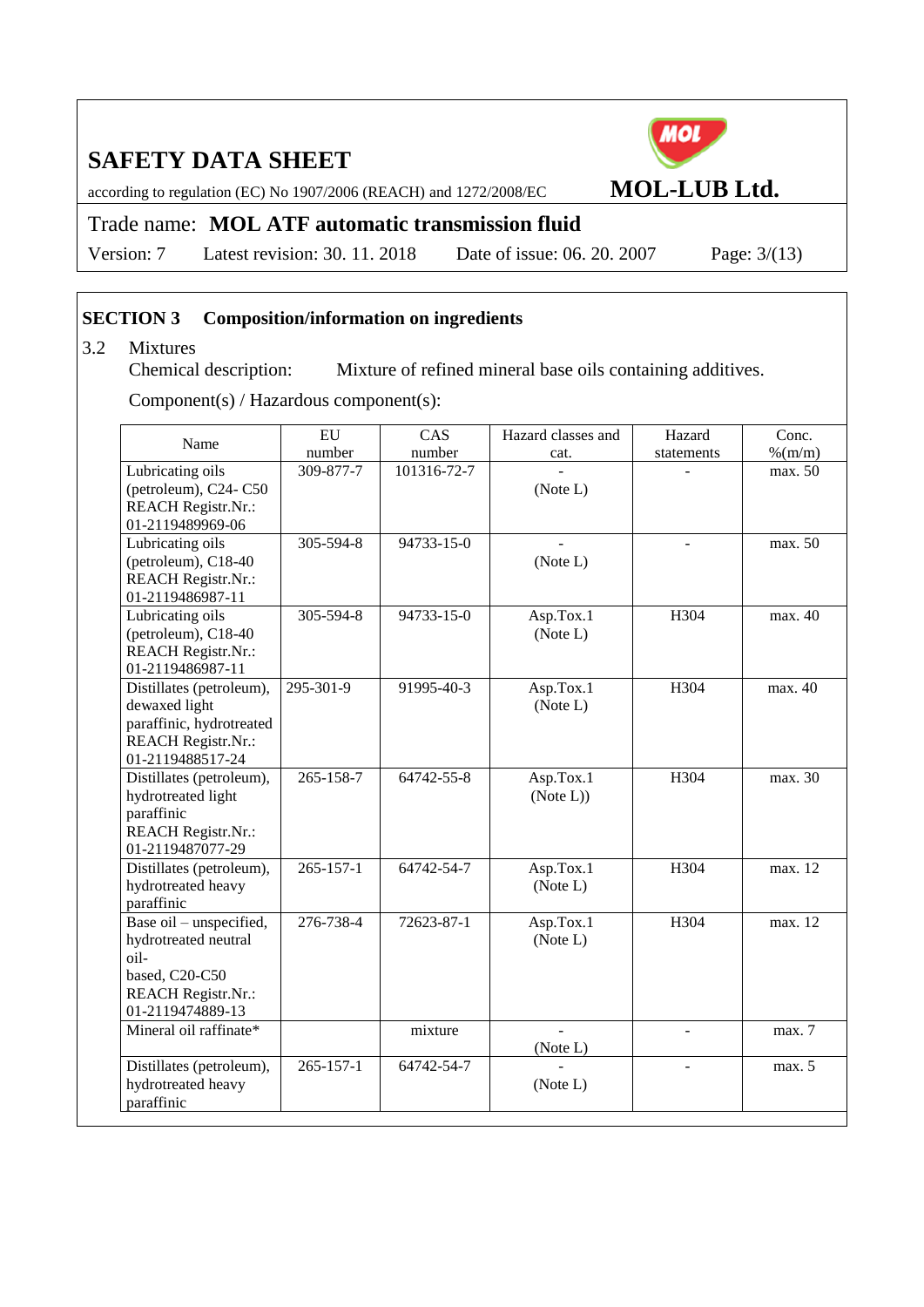## SECTION 3 Composition/information on ingredients

3.2 Mixtures

Chemical description: Mixture of refined mineral base oils containing additives.

Component(s) / Hazardous component(s):

| Name | EU number | CAS number | Hazard classes and cat. | Hazard statements | Conc. %(m/m) |
|---|---|---|---|---|---|
| Lubricating oils (petroleum), C24- C50 REACH Registr.Nr.: 01-2119489969-06 | 309-877-7 | 101316-72-7 | - (Note L) | - | max. 50 |
| Lubricating oils (petroleum), C18-40 REACH Registr.Nr.: 01-2119486987-11 | 305-594-8 | 94733-15-0 | - (Note L) | - | max. 50 |
| Lubricating oils (petroleum), C18-40 REACH Registr.Nr.: 01-2119486987-11 | 305-594-8 | 94733-15-0 | Asp.Tox.1 (Note L) | H304 | max. 40 |
| Distillates (petroleum), dewaxed light paraffinic, hydrotreated REACH Registr.Nr.: 01-2119488517-24 | 295-301-9 | 91995-40-3 | Asp.Tox.1 (Note L) | H304 | max. 40 |
| Distillates (petroleum), hydrotreated light paraffinic REACH Registr.Nr.: 01-2119487077-29 | 265-158-7 | 64742-55-8 | Asp.Tox.1 (Note L)) | H304 | max. 30 |
| Distillates (petroleum), hydrotreated heavy paraffinic | 265-157-1 | 64742-54-7 | Asp.Tox.1 (Note L) | H304 | max. 12 |
| Base oil – unspecified, hydrotreated neutral oil- based, C20-C50 REACH Registr.Nr.: 01-2119474889-13 | 276-738-4 | 72623-87-1 | Asp.Tox.1 (Note L) | H304 | max. 12 |
| Mineral oil raffinate* | | mixture | - (Note L) | - | max. 7 |
| Distillates (petroleum), hydrotreated heavy paraffinic | 265-157-1 | 64742-54-7 | - (Note L) | - | max. 5 |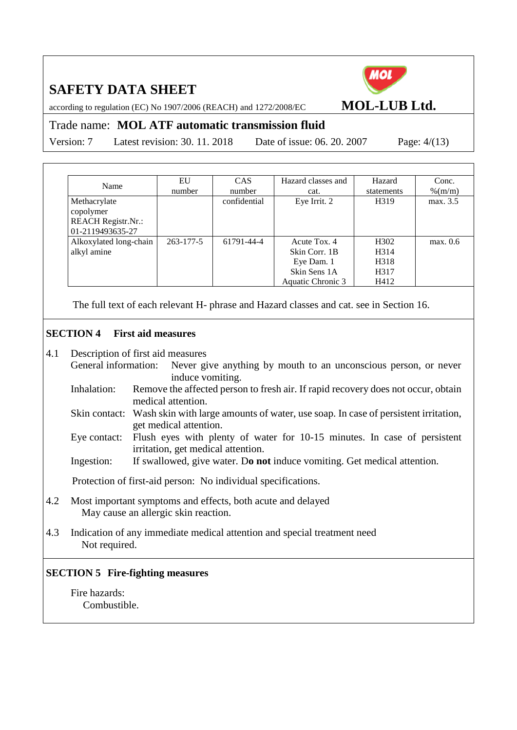| Name | EU number | CAS number | Hazard classes and cat. | Hazard statements | Conc. %(m/m) |
|---|---|---|---|---|---|
| Methacrylate copolymer REACH Registr.Nr.: 01-2119493635-27 | | confidential | Eye Irrit. 2 | H319 | max. 3.5 |
| Alkoxylated long-chain alkyl amine | 263-177-5 | 61791-44-4 | Acute Tox. 4<br>Skin Corr. 1B<br>Eye Dam. 1<br>Skin Sens 1A<br>Aquatic Chronic 3 | H302<br>H314<br>H318<br>H317<br>H412 | max. 0.6 |

The full text of each relevant H- phrase and Hazard classes and cat. see in Section 16.

## SECTION 4 First aid measures

4.1 Description of first aid measures

General information: Never give anything by mouth to an unconscious person, or never induce vomiting.

Inhalation: Remove the affected person to fresh air. If rapid recovery does not occur, obtain medical attention.

Skin contact: Wash skin with large amounts of water, use soap. In case of persistent irritation, get medical attention.

Eye contact: Flush eyes with plenty of water for 10-15 minutes. In case of persistent irritation, get medical attention.

Ingestion: If swallowed, give water. D**o not** induce vomiting. Get medical attention.

Protection of first-aid person: No individual specifications.

4.2 Most important symptoms and effects, both acute and delayed

May cause an allergic skin reaction.

4.3 Indication of any immediate medical attention and special treatment need

Not required.

## SECTION 5 Fire-fighting measures

Fire hazards:

Combustible.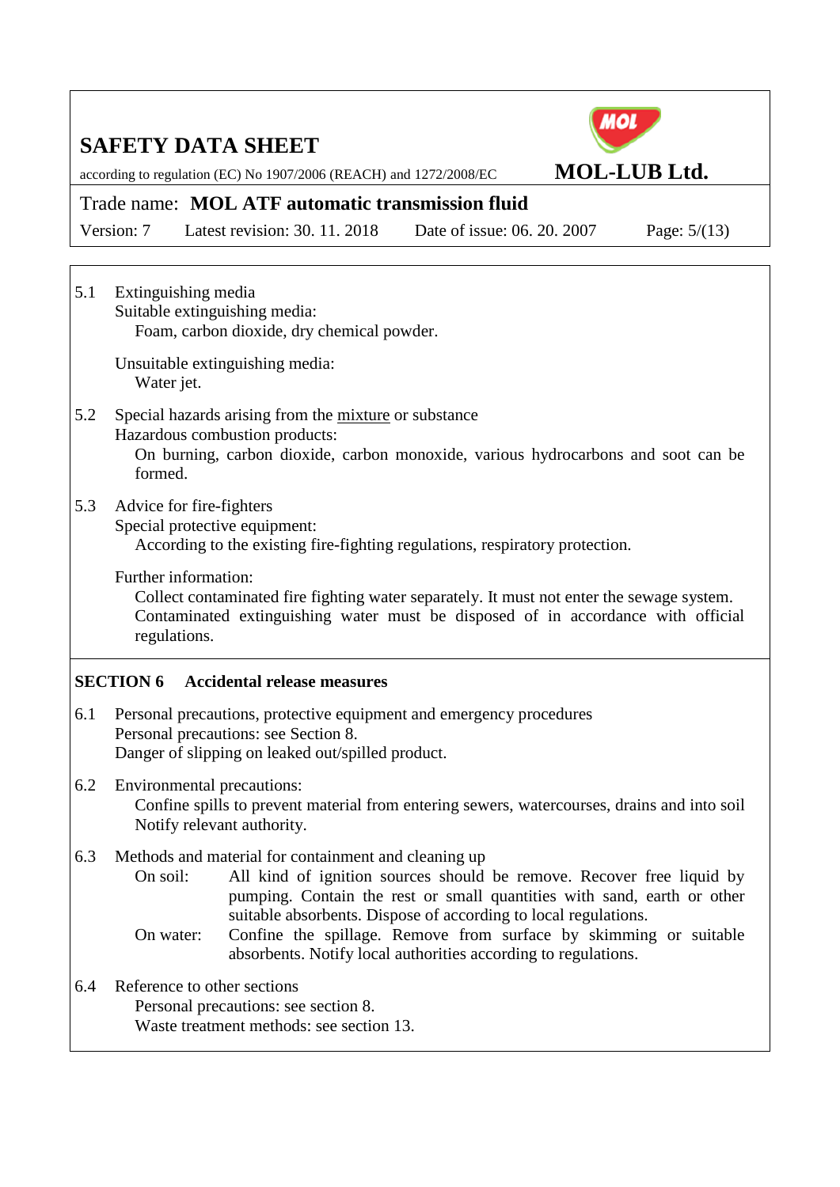5.1 Extinguishing media

Suitable extinguishing media:

Foam, carbon dioxide, dry chemical powder.

Unsuitable extinguishing media:

Water jet.

5.2 Special hazards arising from the mixture or substance

Hazardous combustion products:

On burning, carbon dioxide, carbon monoxide, various hydrocarbons and soot can be formed.

5.3 Advice for fire-fighters

Special protective equipment:

According to the existing fire-fighting regulations, respiratory protection.

Further information:

Collect contaminated fire fighting water separately. It must not enter the sewage system. Contaminated extinguishing water must be disposed of in accordance with official regulations.

## SECTION 6 Accidental release measures

6.1 Personal precautions, protective equipment and emergency procedures

Personal precautions: see Section 8.

Danger of slipping on leaked out/spilled product.

6.2 Environmental precautions:

Confine spills to prevent material from entering sewers, watercourses, drains and into soil Notify relevant authority.

6.3 Methods and material for containment and cleaning up

On soil: All kind of ignition sources should be remove. Recover free liquid by pumping. Contain the rest or small quantities with sand, earth or other suitable absorbents. Dispose of according to local regulations.

On water: Confine the spillage. Remove from surface by skimming or suitable absorbents. Notify local authorities according to regulations.

6.4 Reference to other sections

Personal precautions: see section 8.

Waste treatment methods: see section 13.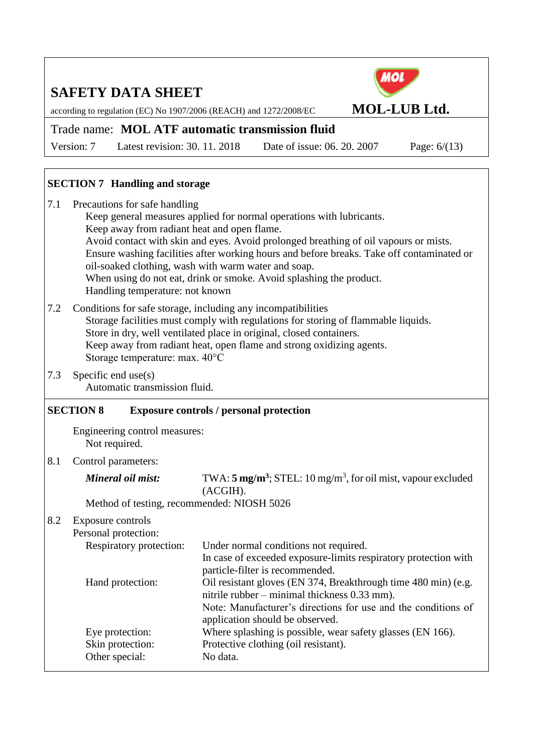## SECTION 7 Handling and storage

7.1 Precautions for safe handling

Keep general measures applied for normal operations with lubricants.
Keep away from radiant heat and open flame.
Avoid contact with skin and eyes. Avoid prolonged breathing of oil vapours or mists.
Ensure washing facilities after working hours and before breaks. Take off contaminated or oil-soaked clothing, wash with warm water and soap.
When using do not eat, drink or smoke. Avoid splashing the product.
Handling temperature: not known

7.2 Conditions for safe storage, including any incompatibilities

Storage facilities must comply with regulations for storing of flammable liquids.
Store in dry, well ventilated place in original, closed containers.
Keep away from radiant heat, open flame and strong oxidizing agents.
Storage temperature: max. 40°C

7.3 Specific end use(s)

Automatic transmission fluid.

## SECTION 8 Exposure controls / personal protection

Engineering control measures:
Not required.

8.1 Control parameters:

***Mineral oil mist:*** TWA: **5 mg/m³**; STEL: 10 mg/m³, for oil mist, vapour excluded (ACGIH).

Method of testing, recommended: NIOSH 5026

8.2 Exposure controls

Personal protection:

| | |
|---|---|
| Respiratory protection: | Under normal conditions not required. In case of exceeded exposure-limits respiratory protection with particle-filter is recommended. |
| Hand protection: | Oil resistant gloves (EN 374, Breakthrough time 480 min) (e.g. nitrile rubber – minimal thickness 0.33 mm). Note: Manufacturer's directions for use and the conditions of application should be observed. |
| Eye protection: | Where splashing is possible, wear safety glasses (EN 166). |
| Skin protection: | Protective clothing (oil resistant). |
| Other special: | No data. |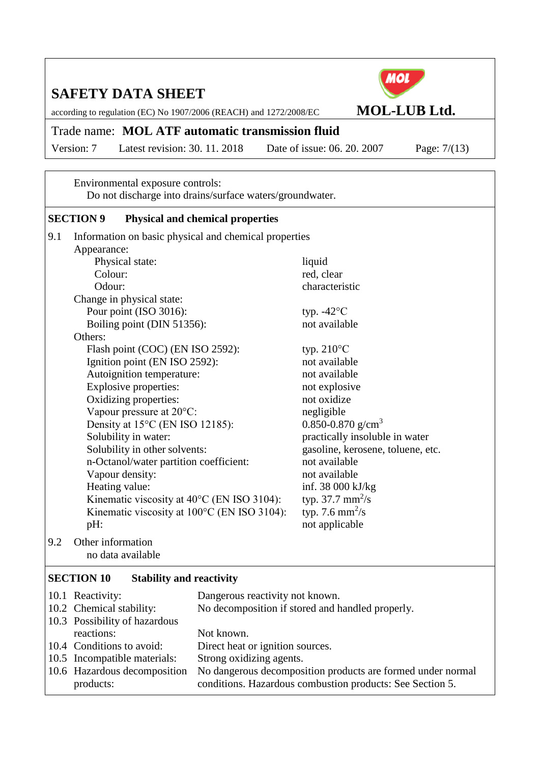Environmental exposure controls:
Do not discharge into drains/surface waters/groundwater.

## SECTION 9 Physical and chemical properties

9.1 Information on basic physical and chemical properties

Appearance:

| Property | Value |
|---|---|
| Physical state: | liquid |
| Colour: | red, clear |
| Odour: | characteristic |

Change in physical state:

| Property | Value |
|---|---|
| Pour point (ISO 3016): | typ. -42°C |
| Boiling point (DIN 51356): | not available |

Others:

| Property | Value |
|---|---|
| Flash point (COC) (EN ISO 2592): | typ. 210°C |
| Ignition point (EN ISO 2592): | not available |
| Autoignition temperature: | not available |
| Explosive properties: | not explosive |
| Oxidizing properties: | not oxidize |
| Vapour pressure at 20°C: | negligible |
| Density at 15°C (EN ISO 12185): | 0.850-0.870 g/cm$^3$ |
| Solubility in water: | practically insoluble in water |
| Solubility in other solvents: | gasoline, kerosene, toluene, etc. |
| n-Octanol/water partition coefficient: | not available |
| Vapour density: | not available |
| Heating value: | inf. 38 000 kJ/kg |
| Kinematic viscosity at 40°C (EN ISO 3104): | typ. 37.7 mm$^2$/s |
| Kinematic viscosity at 100°C (EN ISO 3104): | typ. 7.6 mm$^2$/s |
| pH: | not applicable |

9.2 Other information
no data available

## SECTION 10 Stability and reactivity

| | | |
|---|---|---|
| 10.1 | Reactivity: | Dangerous reactivity not known. |
| 10.2 | Chemical stability: | No decomposition if stored and handled properly. |
| 10.3 | Possibility of hazardous reactions: | Not known. |
| 10.4 | Conditions to avoid: | Direct heat or ignition sources. |
| 10.5 | Incompatible materials: | Strong oxidizing agents. |
| 10.6 | Hazardous decomposition products: | No dangerous decomposition products are formed under normal conditions. Hazardous combustion products: See Section 5. |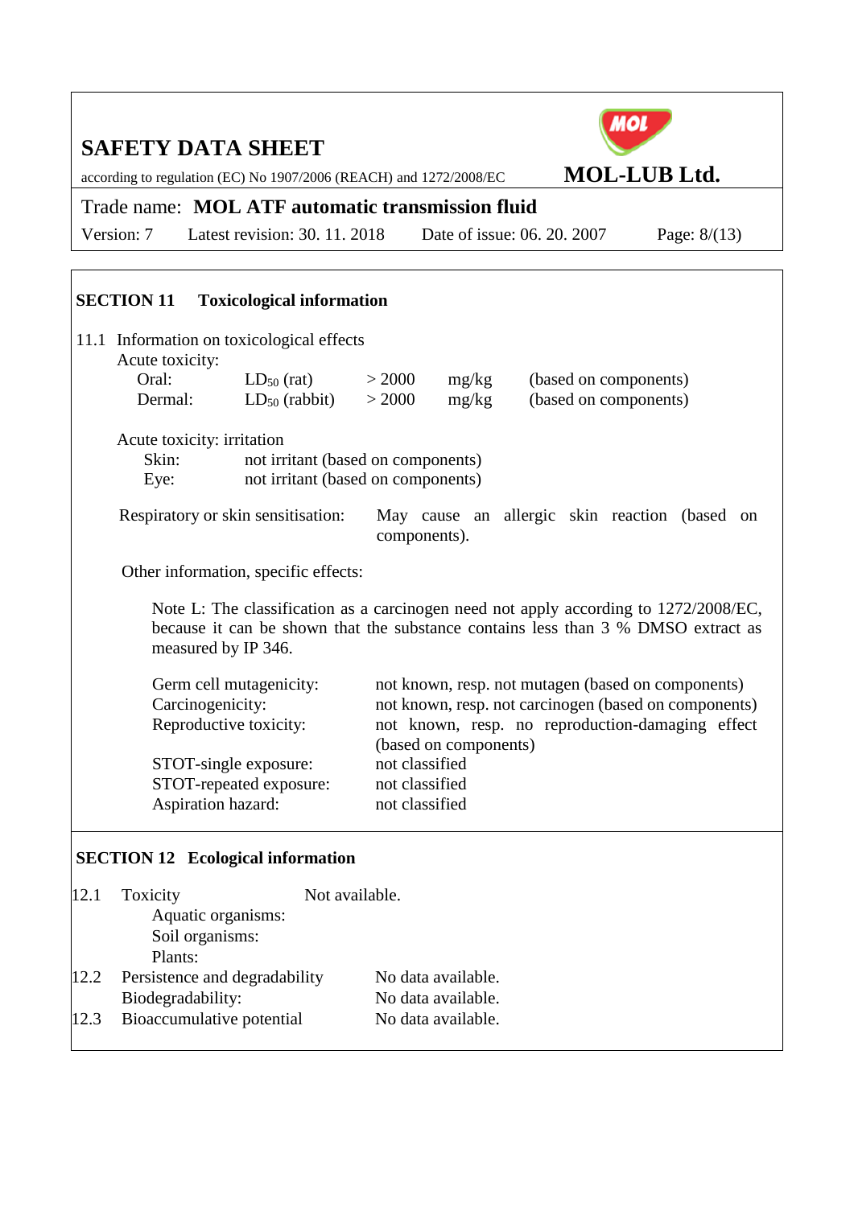## SECTION 11 Toxicological information

11.1 Information on toxicological effects

Acute toxicity:

| | | | | |
|---|---|---|---|---|
| Oral: | $LD_{50}$ (rat) | > 2000 | mg/kg | (based on components) |
| Dermal: | $LD_{50}$ (rabbit) | > 2000 | mg/kg | (based on components) |

Acute toxicity: irritation

| | |
|---|---|
| Skin: | not irritant (based on components) |
| Eye: | not irritant (based on components) |

Respiratory or skin sensitisation: May cause an allergic skin reaction (based on components).

Other information, specific effects:

Note L: The classification as a carcinogen need not apply according to 1272/2008/EC, because it can be shown that the substance contains less than 3 % DMSO extract as measured by IP 346.

| | |
|---|---|
| Germ cell mutagenicity: | not known, resp. not mutagen (based on components) |
| Carcinogenicity: | not known, resp. not carcinogen (based on components) |
| Reproductive toxicity: | not known, resp. no reproduction-damaging effect (based on components) |
| STOT-single exposure: | not classified |
| STOT-repeated exposure: | not classified |
| Aspiration hazard: | not classified |

## SECTION 12 Ecological information

12.1 Toxicity — Not available.

- Aquatic organisms:
- Soil organisms:
- Plants:

12.2 Persistence and degradability — No data available.

Biodegradability: No data available.

12.3 Bioaccumulative potential — No data available.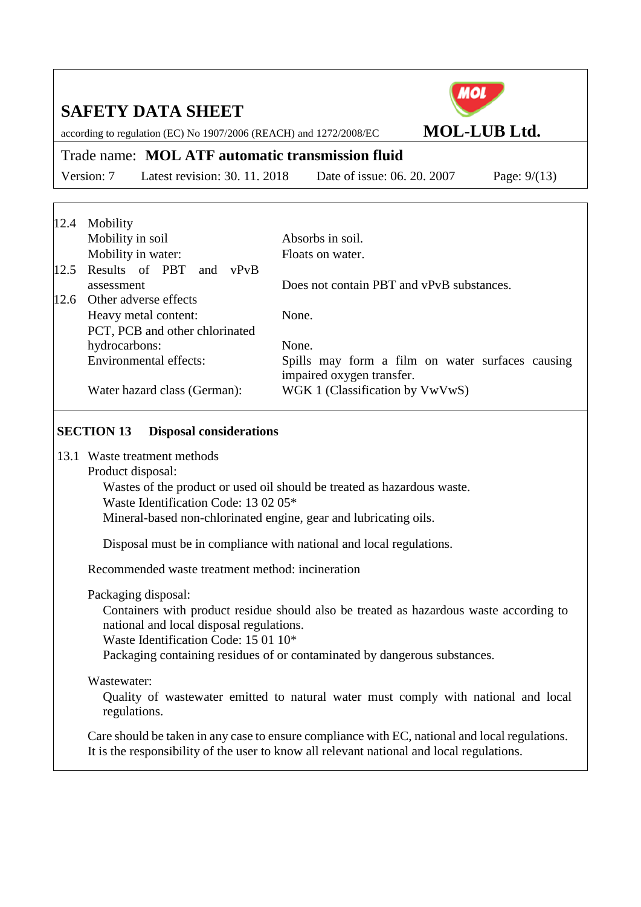12.4 Mobility

| | |
|---|---|
| Mobility in soil | Absorbs in soil. |
| Mobility in water: | Floats on water. |

12.5 Results of PBT and vPvB assessment — Does not contain PBT and vPvB substances.

12.6 Other adverse effects

| | |
|---|---|
| Heavy metal content: | None. |
| PCT, PCB and other chlorinated hydrocarbons: | None. |
| Environmental effects: | Spills may form a film on water surfaces causing impaired oxygen transfer. |
| Water hazard class (German): | WGK 1 (Classification by VwVwS) |

## SECTION 13 Disposal considerations

13.1 Waste treatment methods

Product disposal:

Wastes of the product or used oil should be treated as hazardous waste.
Waste Identification Code: 13 02 05*
Mineral-based non-chlorinated engine, gear and lubricating oils.

Disposal must be in compliance with national and local regulations.

Recommended waste treatment method: incineration

Packaging disposal:

Containers with product residue should also be treated as hazardous waste according to national and local disposal regulations.
Waste Identification Code: 15 01 10*
Packaging containing residues of or contaminated by dangerous substances.

Wastewater:

Quality of wastewater emitted to natural water must comply with national and local regulations.

Care should be taken in any case to ensure compliance with EC, national and local regulations. It is the responsibility of the user to know all relevant national and local regulations.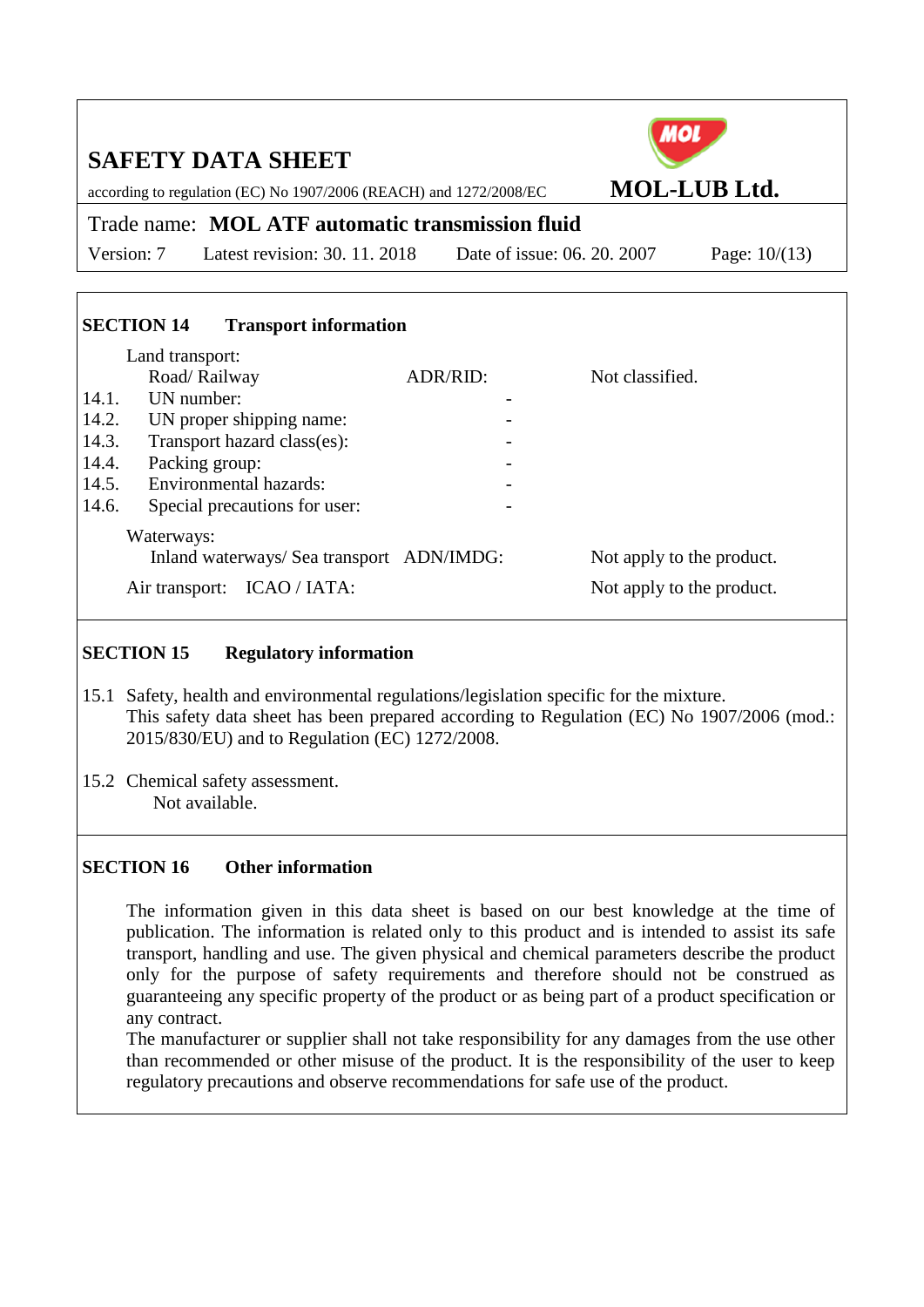## SECTION 14 Transport information

Land transport:

| | | | |
|---|---|---|---|
| | Road/ Railway | ADR/RID: | Not classified. |
| 14.1. | UN number: | - | |
| 14.2. | UN proper shipping name: | - | |
| 14.3. | Transport hazard class(es): | - | |
| 14.4. | Packing group: | - | |
| 14.5. | Environmental hazards: | - | |
| 14.6. | Special precautions for user: | - | |

Waterways:

Inland waterways/ Sea transport ADN/IMDG: Not apply to the product.

Air transport: ICAO / IATA: Not apply to the product.

## SECTION 15 Regulatory information

15.1 Safety, health and environmental regulations/legislation specific for the mixture.
This safety data sheet has been prepared according to Regulation (EC) No 1907/2006 (mod.: 2015/830/EU) and to Regulation (EC) 1272/2008.

15.2 Chemical safety assessment.
Not available.

## SECTION 16 Other information

The information given in this data sheet is based on our best knowledge at the time of publication. The information is related only to this product and is intended to assist its safe transport, handling and use. The given physical and chemical parameters describe the product only for the purpose of safety requirements and therefore should not be construed as guaranteeing any specific property of the product or as being part of a product specification or any contract.
The manufacturer or supplier shall not take responsibility for any damages from the use other than recommended or other misuse of the product. It is the responsibility of the user to keep regulatory precautions and observe recommendations for safe use of the product.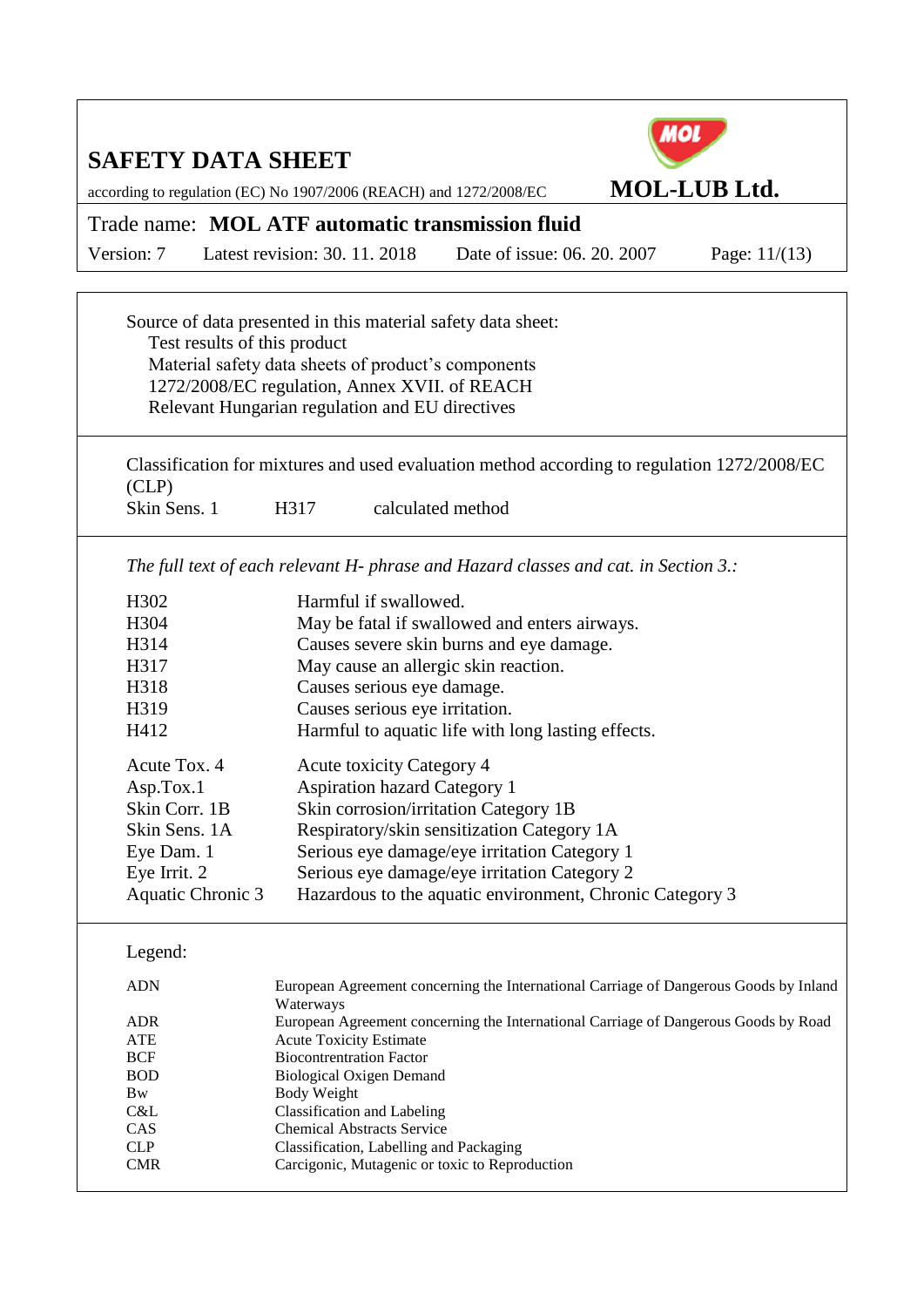Source of data presented in this material safety data sheet:

- Test results of this product
- Material safety data sheets of product's components
- 1272/2008/EC regulation, Annex XVII. of REACH
- Relevant Hungarian regulation and EU directives

Classification for mixtures and used evaluation method according to regulation 1272/2008/EC (CLP)

| | | |
|---|---|---|
| Skin Sens. 1 | H317 | calculated method |

*The full text of each relevant H- phrase and Hazard classes and cat. in Section 3.:*

| | |
|---|---|
| H302 | Harmful if swallowed. |
| H304 | May be fatal if swallowed and enters airways. |
| H314 | Causes severe skin burns and eye damage. |
| H317 | May cause an allergic skin reaction. |
| H318 | Causes serious eye damage. |
| H319 | Causes serious eye irritation. |
| H412 | Harmful to aquatic life with long lasting effects. |

| | |
|---|---|
| Acute Tox. 4 | Acute toxicity Category 4 |
| Asp.Tox.1 | Aspiration hazard Category 1 |
| Skin Corr. 1B | Skin corrosion/irritation Category 1B |
| Skin Sens. 1A | Respiratory/skin sensitization Category 1A |
| Eye Dam. 1 | Serious eye damage/eye irritation Category 1 |
| Eye Irrit. 2 | Serious eye damage/eye irritation Category 2 |
| Aquatic Chronic 3 | Hazardous to the aquatic environment, Chronic Category 3 |

Legend:

| | |
|---|---|
| ADN | European Agreement concerning the International Carriage of Dangerous Goods by Inland Waterways |
| ADR | European Agreement concerning the International Carriage of Dangerous Goods by Road |
| ATE | Acute Toxicity Estimate |
| BCF | Biocontrentration Factor |
| BOD | Biological Oxigen Demand |
| Bw | Body Weight |
| C&L | Classification and Labeling |
| CAS | Chemical Abstracts Service |
| CLP | Classification, Labelling and Packaging |
| CMR | Carcigonic, Mutagenic or toxic to Reproduction |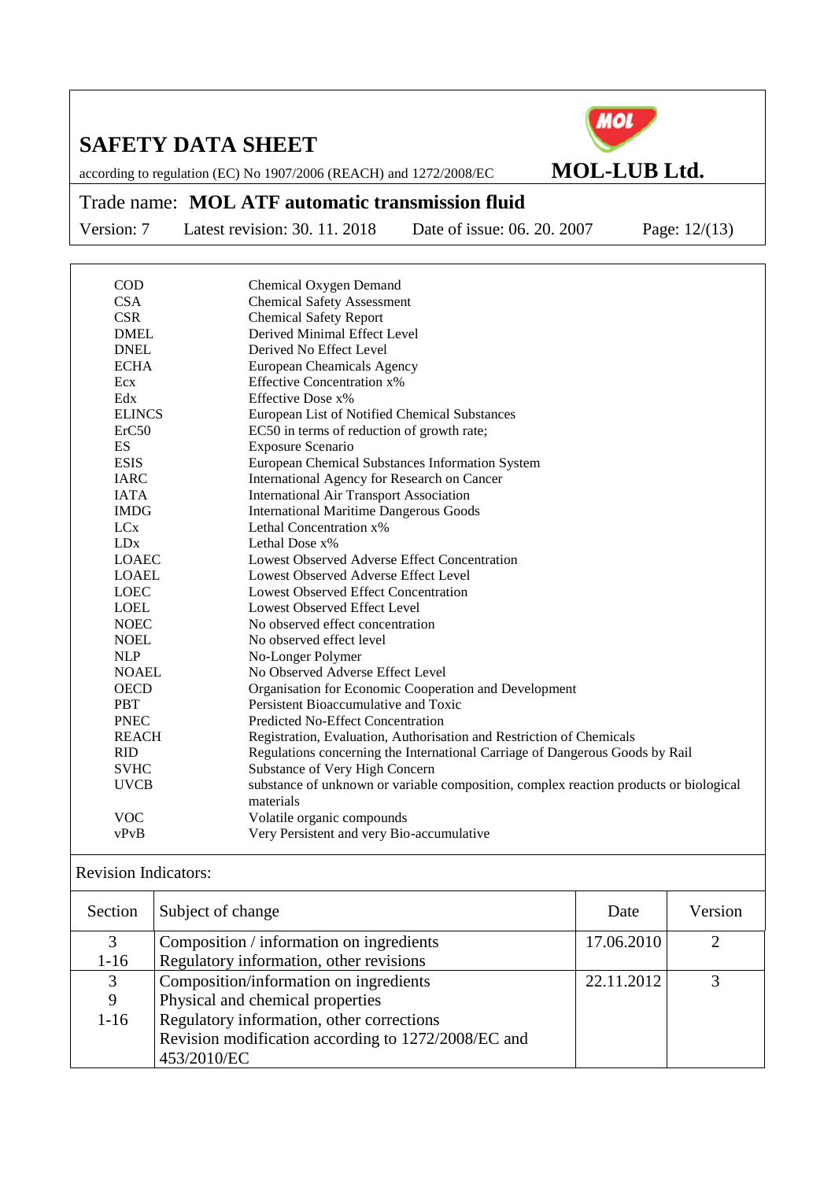| | |
|---|---|
| COD | Chemical Oxygen Demand |
| CSA | Chemical Safety Assessment |
| CSR | Chemical Safety Report |
| DMEL | Derived Minimal Effect Level |
| DNEL | Derived No Effect Level |
| ECHA | European Cheamicals Agency |
| Ecx | Effective Concentration x% |
| Edx | Effective Dose x% |
| ELINCS | European List of Notified Chemical Substances |
| ErC50 | EC50 in terms of reduction of growth rate; |
| ES | Exposure Scenario |
| ESIS | European Chemical Substances Information System |
| IARC | International Agency for Research on Cancer |
| IATA | International Air Transport Association |
| IMDG | International Maritime Dangerous Goods |
| LCx | Lethal Concentration x% |
| LDx | Lethal Dose x% |
| LOAEC | Lowest Observed Adverse Effect Concentration |
| LOAEL | Lowest Observed Adverse Effect Level |
| LOEC | Lowest Observed Effect Concentration |
| LOEL | Lowest Observed Effect Level |
| NOEC | No observed effect concentration |
| NOEL | No observed effect level |
| NLP | No-Longer Polymer |
| NOAEL | No Observed Adverse Effect Level |
| OECD | Organisation for Economic Cooperation and Development |
| PBT | Persistent Bioaccumulative and Toxic |
| PNEC | Predicted No-Effect Concentration |
| REACH | Registration, Evaluation, Authorisation and Restriction of Chemicals |
| RID | Regulations concerning the International Carriage of Dangerous Goods by Rail |
| SVHC | Substance of Very High Concern |
| UVCB | substance of unknown or variable composition, complex reaction products or biological materials |
| VOC | Volatile organic compounds |
| vPvB | Very Persistent and very Bio-accumulative |

Revision Indicators:

| Section | Subject of change | Date | Version |
|---|---|---|---|
| 3<br>1-16 | Composition / information on ingredients<br>Regulatory information, other revisions | 17.06.2010 | 2 |
| 3<br>9<br>1-16 | Composition/information on ingredients<br>Physical and chemical properties<br>Regulatory information, other corrections<br>Revision modification according to 1272/2008/EC and 453/2010/EC | 22.11.2012 | 3 |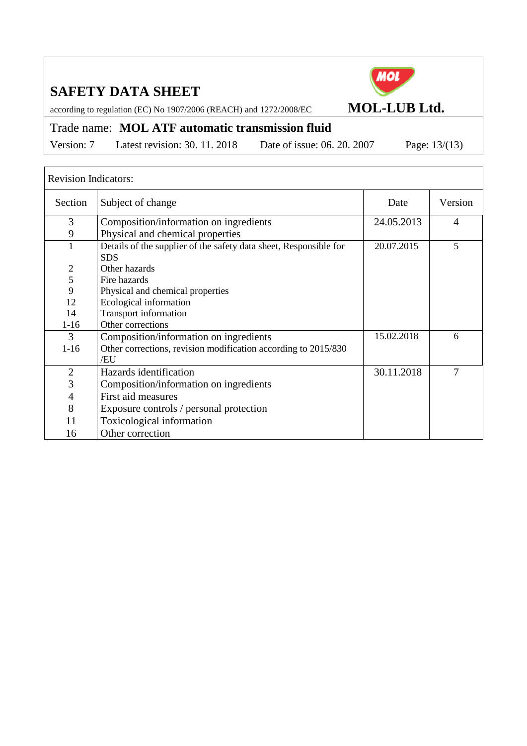Revision Indicators:

| Section | Subject of change | Date | Version |
|---|---|---|---|
| 3<br>9 | Composition/information on ingredients<br>Physical and chemical properties | 24.05.2013 | 4 |
| 1<br><br>2<br>5<br>9<br>12<br>14<br>1-16 | Details of the supplier of the safety data sheet, Responsible for SDS<br>Other hazards<br>Fire hazards<br>Physical and chemical properties<br>Ecological information<br>Transport information<br>Other corrections | 20.07.2015 | 5 |
| 3<br>1-16 | Composition/information on ingredients<br>Other corrections, revision modification according to 2015/830 /EU | 15.02.2018 | 6 |
| 2<br>3<br>4<br>8<br>11<br>16 | Hazards identification<br>Composition/information on ingredients<br>First aid measures<br>Exposure controls / personal protection<br>Toxicological information<br>Other correction | 30.11.2018 | 7 |